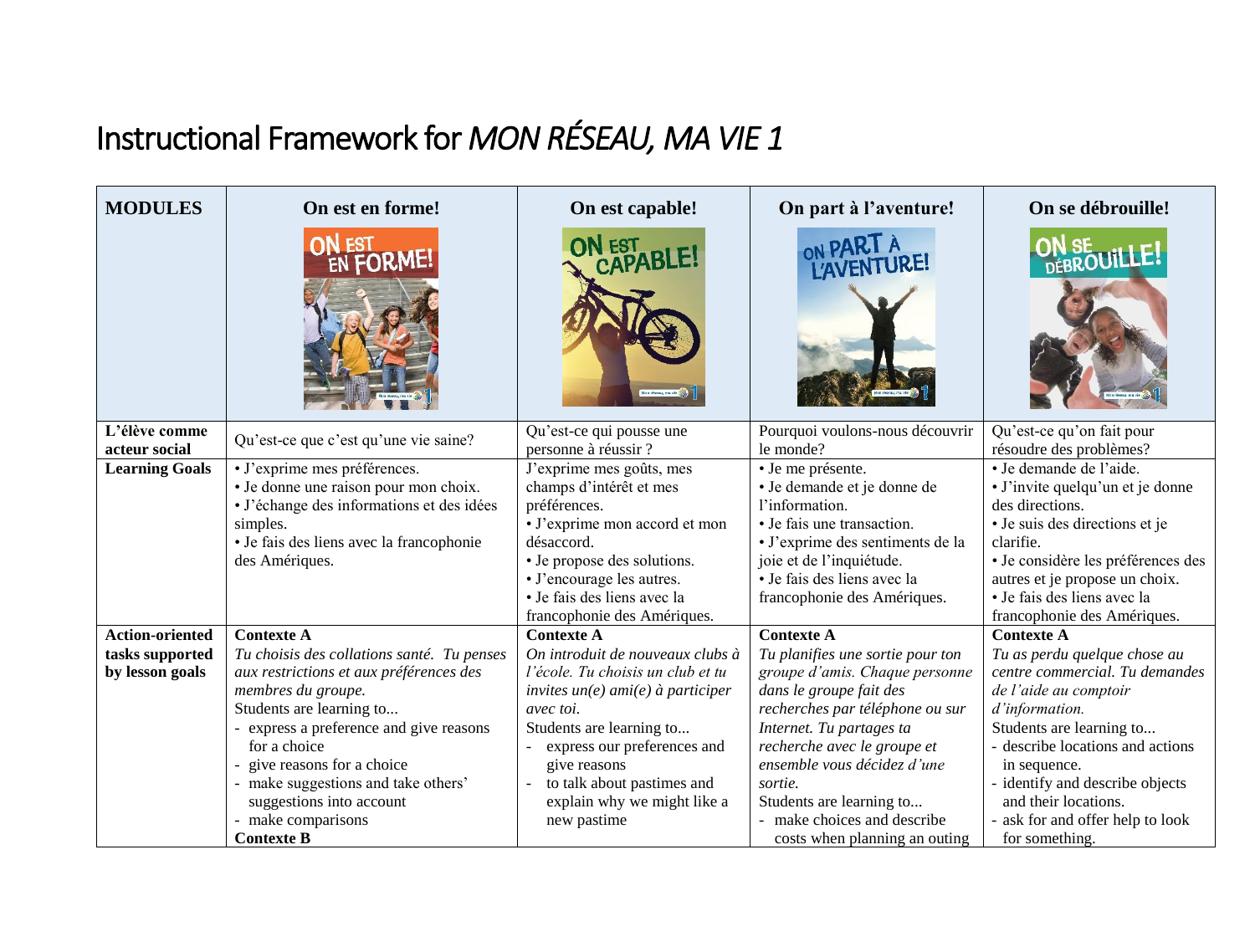# Instructional Framework for *MON RÉSEAU, MA VIE 1*

| MODULES | On est en forme! | On est capable! | On part à l'aventure! | On se débrouille! |
|---|---|---|---|---|
| **L'élève comme acteur social** | Qu'est-ce que c'est qu'une vie saine? | Qu'est-ce qui pousse une personne à réussir ? | Pourquoi voulons-nous découvrir le monde? | Qu'est-ce qu'on fait pour résoudre des problèmes? |
| **Learning Goals** | • J'exprime mes préférences.<br>• Je donne une raison pour mon choix.<br>• J'échange des informations et des idées simples.<br>• Je fais des liens avec la francophonie des Amériques. | J'exprime mes goûts, mes champs d'intérêt et mes préférences.<br>• J'exprime mon accord et mon désaccord.<br>• Je propose des solutions.<br>• J'encourage les autres.<br>• Je fais des liens avec la francophonie des Amériques. | • Je me présente.<br>• Je demande et je donne de l'information.<br>• Je fais une transaction.<br>• J'exprime des sentiments de la joie et de l'inquiétude.<br>• Je fais des liens avec la francophonie des Amériques. | • Je demande de l'aide.<br>• J'invite quelqu'un et je donne des directions.<br>• Je suis des directions et je clarifie.<br>• Je considère les préférences des autres et je propose un choix.<br>• Je fais des liens avec la francophonie des Amériques. |
| **Action-oriented tasks supported by lesson goals** | **Contexte A**<br>*Tu choisis des collations santé. Tu penses aux restrictions et aux préférences des membres du groupe.*<br>Students are learning to...<br>- express a preference and give reasons for a choice<br>- give reasons for a choice<br>- make suggestions and take others' suggestions into account<br>- make comparisons<br>**Contexte B** | **Contexte A**<br>*On introduit de nouveaux clubs à l'école. Tu choisis un club et tu invites un(e) ami(e) à participer avec toi.*<br>Students are learning to...<br>- express our preferences and give reasons<br>- to talk about pastimes and explain why we might like a new pastime | **Contexte A**<br>*Tu planifies une sortie pour ton groupe d'amis. Chaque personne dans le groupe fait des recherches par téléphone ou sur Internet. Tu partages ta recherche avec le groupe et ensemble vous décidez d'une sortie.*<br>Students are learning to...<br>- make choices and describe costs when planning an outing | **Contexte A**<br>*Tu as perdu quelque chose au centre commercial. Tu demandes de l'aide au comptoir d'information.*<br>Students are learning to...<br>- describe locations and actions in sequence.<br>- identify and describe objects and their locations.<br>- ask for and offer help to look for something. |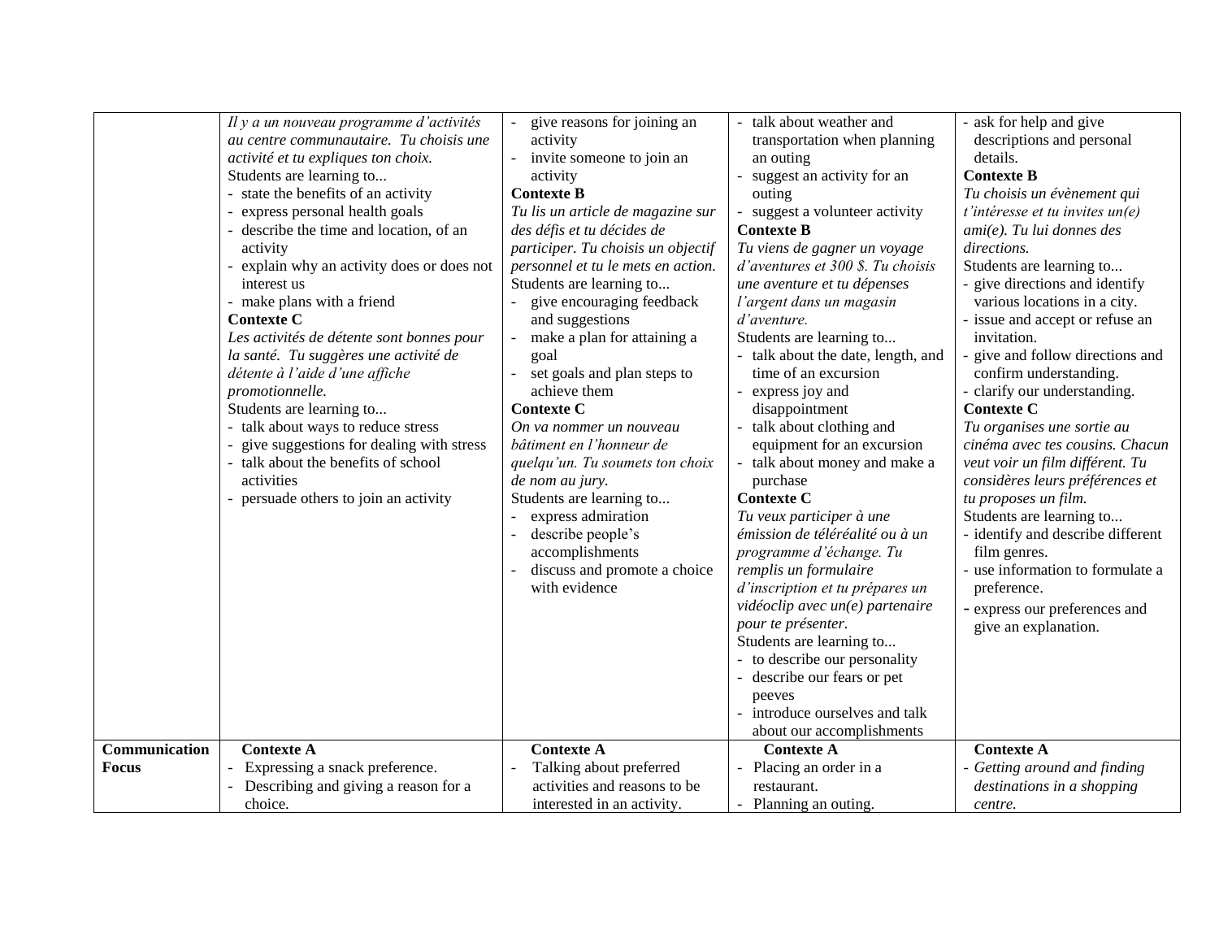| | | | | |
|---|---|---|---|---|
| | *Il y a un nouveau programme d'activités au centre communautaire. Tu choisis une activité et tu expliques ton choix.*<br>Students are learning to...<br>- state the benefits of an activity<br>- express personal health goals<br>- describe the time and location, of an activity<br>- explain why an activity does or does not interest us<br>- make plans with a friend<br>**Contexte C**<br>*Les activités de détente sont bonnes pour la santé. Tu suggères une activité de détente à l'aide d'une affiche promotionnelle.*<br>Students are learning to...<br>- talk about ways to reduce stress<br>- give suggestions for dealing with stress<br>- talk about the benefits of school activities<br>- persuade others to join an activity | - give reasons for joining an activity<br>- invite someone to join an activity<br>**Contexte B**<br>*Tu lis un article de magazine sur des défis et tu décides de participer. Tu choisis un objectif personnel et tu le mets en action.*<br>Students are learning to...<br>- give encouraging feedback and suggestions<br>- make a plan for attaining a goal<br>- set goals and plan steps to achieve them<br>**Contexte C**<br>*On va nommer un nouveau bâtiment en l'honneur de quelqu'un. Tu soumets ton choix de nom au jury.*<br>Students are learning to...<br>- express admiration<br>- describe people's accomplishments<br>- discuss and promote a choice with evidence | - talk about weather and transportation when planning an outing<br>- suggest an activity for an outing<br>- suggest a volunteer activity<br>**Contexte B**<br>*Tu viens de gagner un voyage d'aventures et 300 $. Tu choisis une aventure et tu dépenses l'argent dans un magasin d'aventure.*<br>Students are learning to...<br>- talk about the date, length, and time of an excursion<br>- express joy and disappointment<br>- talk about clothing and equipment for an excursion<br>- talk about money and make a purchase<br>**Contexte C**<br>*Tu veux participer à une émission de téléréalité ou à un programme d'échange. Tu remplis un formulaire d'inscription et tu prépares un vidéoclip avec un(e) partenaire pour te présenter.*<br>Students are learning to...<br>- to describe our personality<br>- describe our fears or pet peeves<br>- introduce ourselves and talk about our accomplishments | - ask for help and give descriptions and personal details.<br>**Contexte B**<br>*Tu choisis un évènement qui t'intéresse et tu invites un(e) ami(e). Tu lui donnes des directions.*<br>Students are learning to...<br>- give directions and identify various locations in a city.<br>- issue and accept or refuse an invitation.<br>- give and follow directions and confirm understanding.<br>- clarify our understanding.<br>**Contexte C**<br>*Tu organises une sortie au cinéma avec tes cousins. Chacun veut voir un film différent. Tu considères leurs préférences et tu proposes un film.*<br>Students are learning to...<br>- identify and describe different film genres.<br>- use information to formulate a preference.<br>- express our preferences and give an explanation. |
| **Communication Focus** | **Contexte A**<br>- Expressing a snack preference.<br>- Describing and giving a reason for a choice. | **Contexte A**<br>- Talking about preferred activities and reasons to be interested in an activity. | **Contexte A**<br>- Placing an order in a restaurant.<br>- Planning an outing. | **Contexte A**<br>- *Getting around and finding destinations in a shopping centre.* |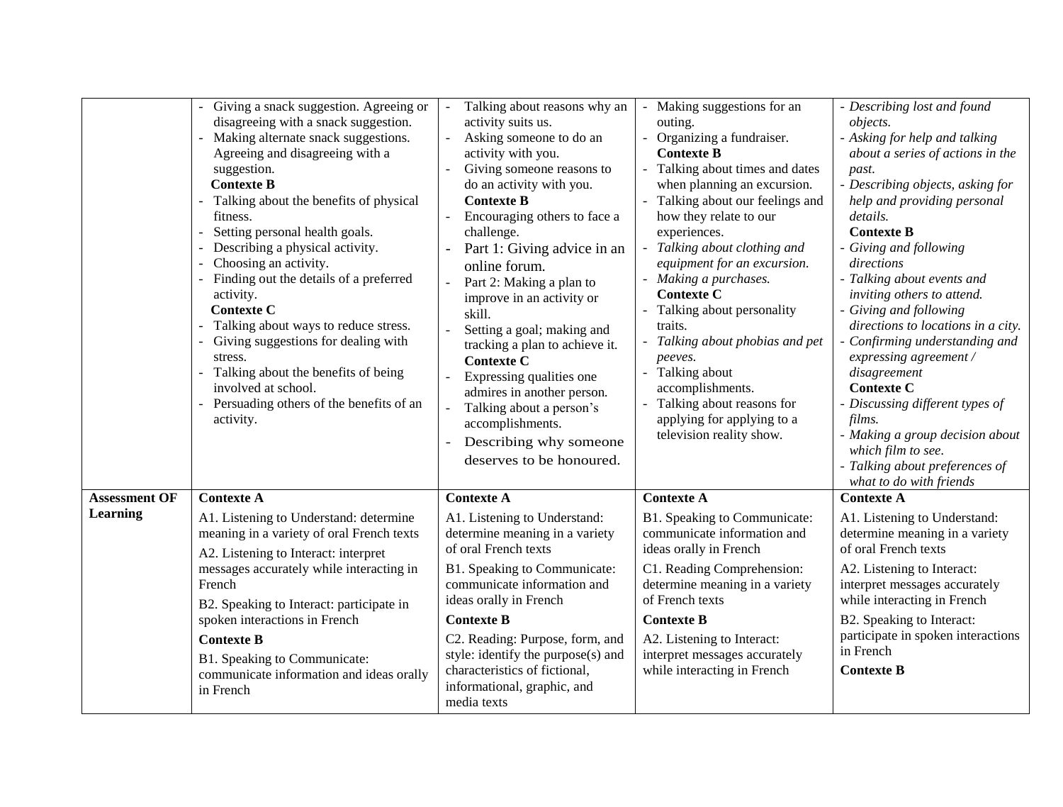| | | | | |
|---|---|---|---|---|
| | - Giving a snack suggestion. Agreeing or disagreeing with a snack suggestion.<br>- Making alternate snack suggestions. Agreeing and disagreeing with a suggestion.<br>**Contexte B**<br>- Talking about the benefits of physical fitness.<br>- Setting personal health goals.<br>- Describing a physical activity.<br>- Choosing an activity.<br>- Finding out the details of a preferred activity.<br>**Contexte C**<br>- Talking about ways to reduce stress.<br>- Giving suggestions for dealing with stress.<br>- Talking about the benefits of being involved at school.<br>- Persuading others of the benefits of an activity. | - Talking about reasons why an activity suits us.<br>- Asking someone to do an activity with you.<br>- Giving someone reasons to do an activity with you.<br>**Contexte B**<br>- Encouraging others to face a challenge.<br>- Part 1: Giving advice in an online forum.<br>- Part 2: Making a plan to improve in an activity or skill.<br>- Setting a goal; making and tracking a plan to achieve it.<br>**Contexte C**<br>- Expressing qualities one admires in another person.<br>- Talking about a person's accomplishments.<br>- Describing why someone deserves to be honoured. | - Making suggestions for an outing.<br>- Organizing a fundraiser.<br>**Contexte B**<br>- Talking about times and dates when planning an excursion.<br>- Talking about our feelings and how they relate to our experiences.<br>- *Talking about clothing and equipment for an excursion.*<br>- *Making a purchases.*<br>**Contexte C**<br>- Talking about personality traits.<br>- *Talking about phobias and pet peeves.*<br>- Talking about accomplishments.<br>- Talking about reasons for applying for applying to a television reality show. | - *Describing lost and found objects.*<br>- *Asking for help and talking about a series of actions in the past.*<br>- *Describing objects, asking for help and providing personal details.*<br>**Contexte B**<br>- *Giving and following directions*<br>- *Talking about events and inviting others to attend.*<br>- *Giving and following directions to locations in a city.*<br>- *Confirming understanding and expressing agreement / disagreement*<br>**Contexte C**<br>- *Discussing different types of films.*<br>- *Making a group decision about which film to see.*<br>- *Talking about preferences of what to do with friends* |
| **Assessment OF Learning** | **Contexte A**<br>A1. Listening to Understand: determine meaning in a variety of oral French texts<br>A2. Listening to Interact: interpret messages accurately while interacting in French<br>B2. Speaking to Interact: participate in spoken interactions in French<br>**Contexte B**<br>B1. Speaking to Communicate: communicate information and ideas orally in French | **Contexte A**<br>A1. Listening to Understand: determine meaning in a variety of oral French texts<br>B1. Speaking to Communicate: communicate information and ideas orally in French<br>**Contexte B**<br>C2. Reading: Purpose, form, and style: identify the purpose(s) and characteristics of fictional, informational, graphic, and media texts | **Contexte A**<br>B1. Speaking to Communicate: communicate information and ideas orally in French<br>C1. Reading Comprehension: determine meaning in a variety of French texts<br>**Contexte B**<br>A2. Listening to Interact: interpret messages accurately while interacting in French | **Contexte A**<br>A1. Listening to Understand: determine meaning in a variety of oral French texts<br>A2. Listening to Interact: interpret messages accurately while interacting in French<br>B2. Speaking to Interact: participate in spoken interactions in French<br>**Contexte B** |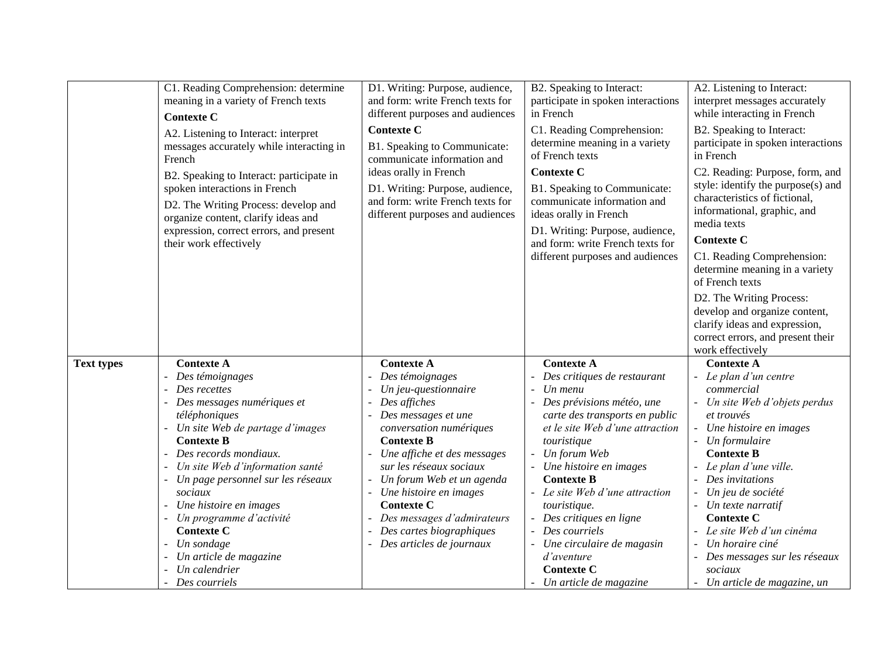| | | | | |
|---|---|---|---|---|
| | C1. Reading Comprehension: determine meaning in a variety of French texts<br>**Contexte C**<br>A2. Listening to Interact: interpret messages accurately while interacting in French<br>B2. Speaking to Interact: participate in spoken interactions in French<br>D2. The Writing Process: develop and organize content, clarify ideas and expression, correct errors, and present their work effectively | D1. Writing: Purpose, audience, and form: write French texts for different purposes and audiences<br>**Contexte C**<br>B1. Speaking to Communicate: communicate information and ideas orally in French<br>D1. Writing: Purpose, audience, and form: write French texts for different purposes and audiences | B2. Speaking to Interact: participate in spoken interactions in French<br>C1. Reading Comprehension: determine meaning in a variety of French texts<br>**Contexte C**<br>B1. Speaking to Communicate: communicate information and ideas orally in French<br>D1. Writing: Purpose, audience, and form: write French texts for different purposes and audiences | A2. Listening to Interact: interpret messages accurately while interacting in French<br>B2. Speaking to Interact: participate in spoken interactions in French<br>C2. Reading: Purpose, form, and style: identify the purpose(s) and characteristics of fictional, informational, graphic, and media texts<br>**Contexte C**<br>C1. Reading Comprehension: determine meaning in a variety of French texts<br>D2. The Writing Process: develop and organize content, clarify ideas and expression, correct errors, and present their work effectively |
| **Text types** | **Contexte A**<br>- *Des témoignages*<br>- *Des recettes*<br>- *Des messages numériques et téléphoniques*<br>- *Un site Web de partage d'images*<br>**Contexte B**<br>- *Des records mondiaux.*<br>- *Un site Web d'information santé*<br>- *Un page personnel sur les réseaux sociaux*<br>- *Une histoire en images*<br>- *Un programme d'activité*<br>**Contexte C**<br>- *Un sondage*<br>- *Un article de magazine*<br>- *Un calendrier*<br>- *Des courriels* | **Contexte A**<br>- *Des témoignages*<br>- *Un jeu-questionnaire*<br>- *Des affiches*<br>- *Des messages et une conversation numériques*<br>**Contexte B**<br>- *Une affiche et des messages sur les réseaux sociaux*<br>- *Un forum Web et un agenda*<br>- *Une histoire en images*<br>**Contexte C**<br>- *Des messages d'admirateurs*<br>- *Des cartes biographiques*<br>- *Des articles de journaux* | **Contexte A**<br>- *Des critiques de restaurant*<br>- *Un menu*<br>- *Des prévisions météo, une carte des transports en public et le site Web d'une attraction touristique*<br>- *Un forum Web*<br>- *Une histoire en images*<br>**Contexte B**<br>- *Le site Web d'une attraction touristique.*<br>- *Des critiques en ligne*<br>- *Des courriels*<br>- *Une circulaire de magasin d'aventure*<br>**Contexte C**<br>- *Un article de magazine* | **Contexte A**<br>- *Le plan d'un centre commercial*<br>- *Un site Web d'objets perdus et trouvés*<br>- *Une histoire en images*<br>- *Un formulaire*<br>**Contexte B**<br>- *Le plan d'une ville.*<br>- *Des invitations*<br>- *Un jeu de société*<br>- *Un texte narratif*<br>**Contexte C**<br>- *Le site Web d'un cinéma*<br>- *Un horaire ciné*<br>- *Des messages sur les réseaux sociaux*<br>- *Un article de magazine, un* |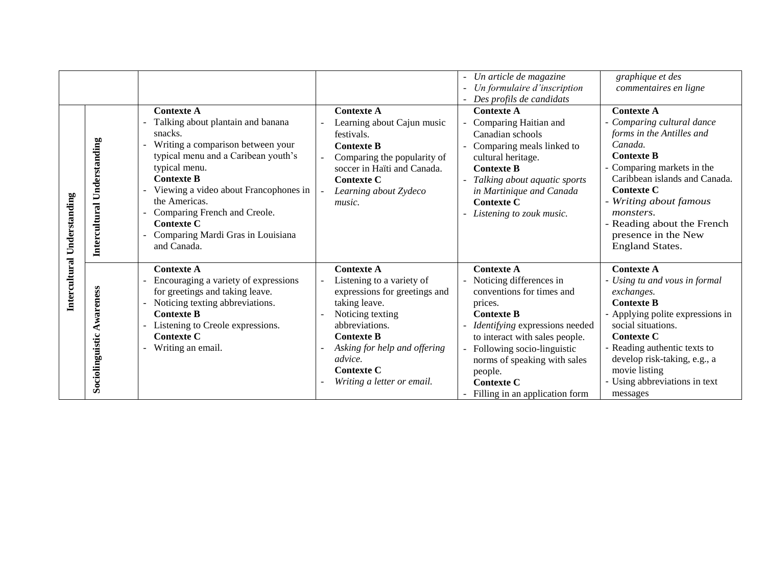| | | | | | |
|---|---|---|---|---|---|
| | | | | - *Un article de magazine*<br>- *Un formulaire d'inscription*<br>- *Des profils de candidats* | *graphique et des commentaires en ligne* |
| **Intercultural Understanding** | **Intercultural Understanding** | **Contexte A**<br>- Talking about plantain and banana snacks.<br>- Writing a comparison between your typical menu and a Caribean youth's typical menu.<br>**Contexte B**<br>- Viewing a video about Francophones in the Americas.<br>- Comparing French and Creole.<br>**Contexte C**<br>- Comparing Mardi Gras in Louisiana and Canada. | **Contexte A**<br>- Learning about Cajun music festivals.<br>**Contexte B**<br>- Comparing the popularity of soccer in Haïti and Canada.<br>**Contexte C**<br>- *Learning about Zydeco music.* | **Contexte A**<br>- Comparing Haitian and Canadian schools<br>- Comparing meals linked to cultural heritage.<br>**Contexte B**<br>- *Talking about aquatic sports in Martinique and Canada*<br>**Contexte C**<br>- *Listening to zouk music.* | **Contexte A**<br>- *Comparing cultural dance forms in the Antilles and Canada.*<br>**Contexte B**<br>- Comparing markets in the Caribbean islands and Canada.<br>**Contexte C**<br>- *Writing about famous monsters.*<br>- Reading about the French presence in the New England States. |
| | **Sociolinguistic Awareness** | **Contexte A**<br>- Encouraging a variety of expressions for greetings and taking leave.<br>- Noticing texting abbreviations.<br>**Contexte B**<br>- Listening to Creole expressions.<br>**Contexte C**<br>- Writing an email. | **Contexte A**<br>- Listening to a variety of expressions for greetings and taking leave.<br>- Noticing texting abbreviations.<br>**Contexte B**<br>- *Asking for help and offering advice.*<br>**Contexte C**<br>- *Writing a letter or email.* | **Contexte A**<br>- Noticing differences in conventions for times and prices.<br>**Contexte B**<br>- *Identifying* expressions needed to interact with sales people.<br>- Following socio-linguistic norms of speaking with sales people.<br>**Contexte C**<br>- Filling in an application form | **Contexte A**<br>- *Using tu and vous in formal exchanges.*<br>**Contexte B**<br>- Applying polite expressions in social situations.<br>**Contexte C**<br>- Reading authentic texts to develop risk-taking, e.g., a movie listing<br>- Using abbreviations in text messages |